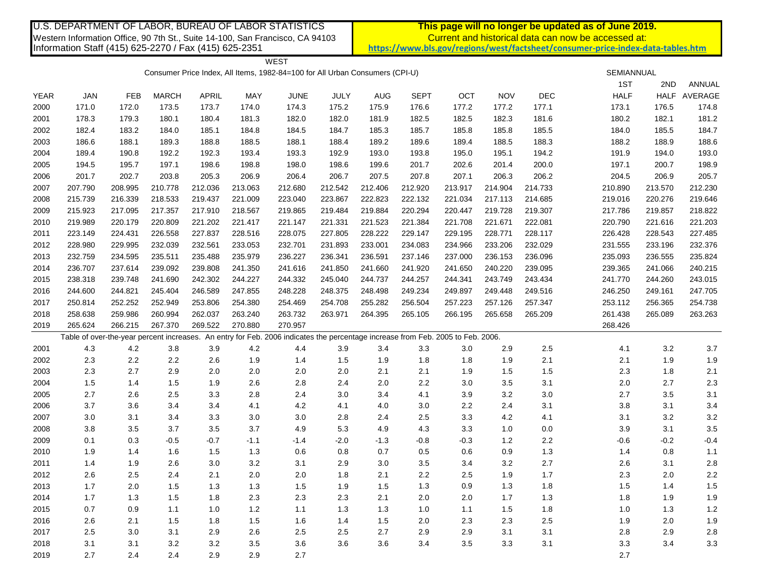U.S. DEPARTMENT OF LABOR, BUREAU OF LABOR STATISTICS
Western Information Office, 90 7th St., Suite 14-100, San Francisco, CA 94103
Information Staff (415) 625-2270 / Fax (415) 625-2351

**This page will no longer be updated as of June 2019.**
Current and historical data can now be accessed at:
**https://www.bls.gov/regions/west/factsheet/consumer-price-index-data-tables.htm**

# WEST

## Consumer Price Index, All Items, 1982-84=100 for All Urban Consumers (CPI-U)

| YEAR | JAN | FEB | MARCH | APRIL | MAY | JUNE | JULY | AUG | SEPT | OCT | NOV | DEC | SEMIANNUAL 1ST HALF | SEMIANNUAL 2ND HALF | ANNUAL AVERAGE |
|---|---|---|---|---|---|---|---|---|---|---|---|---|---|---|---|
| 2000 | 171.0 | 172.0 | 173.5 | 173.7 | 174.0 | 174.3 | 175.2 | 175.9 | 176.6 | 177.2 | 177.2 | 177.1 | 173.1 | 176.5 | 174.8 |
| 2001 | 178.3 | 179.3 | 180.1 | 180.4 | 181.3 | 182.0 | 182.0 | 181.9 | 182.5 | 182.5 | 182.3 | 181.6 | 180.2 | 182.1 | 181.2 |
| 2002 | 182.4 | 183.2 | 184.0 | 185.1 | 184.8 | 184.5 | 184.7 | 185.3 | 185.7 | 185.8 | 185.8 | 185.5 | 184.0 | 185.5 | 184.7 |
| 2003 | 186.6 | 188.1 | 189.3 | 188.8 | 188.5 | 188.1 | 188.4 | 189.2 | 189.6 | 189.4 | 188.5 | 188.3 | 188.2 | 188.9 | 188.6 |
| 2004 | 189.4 | 190.8 | 192.2 | 192.3 | 193.4 | 193.3 | 192.9 | 193.0 | 193.8 | 195.0 | 195.1 | 194.2 | 191.9 | 194.0 | 193.0 |
| 2005 | 194.5 | 195.7 | 197.1 | 198.6 | 198.8 | 198.0 | 198.6 | 199.6 | 201.7 | 202.6 | 201.4 | 200.0 | 197.1 | 200.7 | 198.9 |
| 2006 | 201.7 | 202.7 | 203.8 | 205.3 | 206.9 | 206.4 | 206.7 | 207.5 | 207.8 | 207.1 | 206.3 | 206.2 | 204.5 | 206.9 | 205.7 |
| 2007 | 207.790 | 208.995 | 210.778 | 212.036 | 213.063 | 212.680 | 212.542 | 212.406 | 212.920 | 213.917 | 214.904 | 214.733 | 210.890 | 213.570 | 212.230 |
| 2008 | 215.739 | 216.339 | 218.533 | 219.437 | 221.009 | 223.040 | 223.867 | 222.823 | 222.132 | 221.034 | 217.113 | 214.685 | 219.016 | 220.276 | 219.646 |
| 2009 | 215.923 | 217.095 | 217.357 | 217.910 | 218.567 | 219.865 | 219.484 | 219.884 | 220.294 | 220.447 | 219.728 | 219.307 | 217.786 | 219.857 | 218.822 |
| 2010 | 219.989 | 220.179 | 220.809 | 221.202 | 221.417 | 221.147 | 221.331 | 221.523 | 221.384 | 221.708 | 221.671 | 222.081 | 220.790 | 221.616 | 221.203 |
| 2011 | 223.149 | 224.431 | 226.558 | 227.837 | 228.516 | 228.075 | 227.805 | 228.222 | 229.147 | 229.195 | 228.771 | 228.117 | 226.428 | 228.543 | 227.485 |
| 2012 | 228.980 | 229.995 | 232.039 | 232.561 | 233.053 | 232.701 | 231.893 | 233.001 | 234.083 | 234.966 | 233.206 | 232.029 | 231.555 | 233.196 | 232.376 |
| 2013 | 232.759 | 234.595 | 235.511 | 235.488 | 235.979 | 236.227 | 236.341 | 236.591 | 237.146 | 237.000 | 236.153 | 236.096 | 235.093 | 236.555 | 235.824 |
| 2014 | 236.707 | 237.614 | 239.092 | 239.808 | 241.350 | 241.616 | 241.850 | 241.660 | 241.920 | 241.650 | 240.220 | 239.095 | 239.365 | 241.066 | 240.215 |
| 2015 | 238.318 | 239.748 | 241.690 | 242.302 | 244.227 | 244.332 | 245.040 | 244.737 | 244.257 | 244.341 | 243.749 | 243.434 | 241.770 | 244.260 | 243.015 |
| 2016 | 244.600 | 244.821 | 245.404 | 246.589 | 247.855 | 248.228 | 248.375 | 248.498 | 249.234 | 249.897 | 249.448 | 249.516 | 246.250 | 249.161 | 247.705 |
| 2017 | 250.814 | 252.252 | 252.949 | 253.806 | 254.380 | 254.469 | 254.708 | 255.282 | 256.504 | 257.223 | 257.126 | 257.347 | 253.112 | 256.365 | 254.738 |
| 2018 | 258.638 | 259.986 | 260.994 | 262.037 | 263.240 | 263.732 | 263.971 | 264.395 | 265.105 | 266.195 | 265.658 | 265.209 | 261.438 | 265.089 | 263.263 |
| 2019 | 265.624 | 266.215 | 267.370 | 269.522 | 270.880 | 270.957 | | | | | | | 268.426 | | |

Table of over-the-year percent increases. An entry for Feb. 2006 indicates the percentage increase from Feb. 2005 to Feb. 2006.

| YEAR | JAN | FEB | MARCH | APRIL | MAY | JUNE | JULY | AUG | SEPT | OCT | NOV | DEC | SEMIANNUAL 1ST HALF | SEMIANNUAL 2ND HALF | ANNUAL AVERAGE |
|---|---|---|---|---|---|---|---|---|---|---|---|---|---|---|---|
| 2001 | 4.3 | 4.2 | 3.8 | 3.9 | 4.2 | 4.4 | 3.9 | 3.4 | 3.3 | 3.0 | 2.9 | 2.5 | 4.1 | 3.2 | 3.7 |
| 2002 | 2.3 | 2.2 | 2.2 | 2.6 | 1.9 | 1.4 | 1.5 | 1.9 | 1.8 | 1.8 | 1.9 | 2.1 | 2.1 | 1.9 | 1.9 |
| 2003 | 2.3 | 2.7 | 2.9 | 2.0 | 2.0 | 2.0 | 2.0 | 2.1 | 2.1 | 1.9 | 1.5 | 1.5 | 2.3 | 1.8 | 2.1 |
| 2004 | 1.5 | 1.4 | 1.5 | 1.9 | 2.6 | 2.8 | 2.4 | 2.0 | 2.2 | 3.0 | 3.5 | 3.1 | 2.0 | 2.7 | 2.3 |
| 2005 | 2.7 | 2.6 | 2.5 | 3.3 | 2.8 | 2.4 | 3.0 | 3.4 | 4.1 | 3.9 | 3.2 | 3.0 | 2.7 | 3.5 | 3.1 |
| 2006 | 3.7 | 3.6 | 3.4 | 3.4 | 4.1 | 4.2 | 4.1 | 4.0 | 3.0 | 2.2 | 2.4 | 3.1 | 3.8 | 3.1 | 3.4 |
| 2007 | 3.0 | 3.1 | 3.4 | 3.3 | 3.0 | 3.0 | 2.8 | 2.4 | 2.5 | 3.3 | 4.2 | 4.1 | 3.1 | 3.2 | 3.2 |
| 2008 | 3.8 | 3.5 | 3.7 | 3.5 | 3.7 | 4.9 | 5.3 | 4.9 | 4.3 | 3.3 | 1.0 | 0.0 | 3.9 | 3.1 | 3.5 |
| 2009 | 0.1 | 0.3 | -0.5 | -0.7 | -1.1 | -1.4 | -2.0 | -1.3 | -0.8 | -0.3 | 1.2 | 2.2 | -0.6 | -0.2 | -0.4 |
| 2010 | 1.9 | 1.4 | 1.6 | 1.5 | 1.3 | 0.6 | 0.8 | 0.7 | 0.5 | 0.6 | 0.9 | 1.3 | 1.4 | 0.8 | 1.1 |
| 2011 | 1.4 | 1.9 | 2.6 | 3.0 | 3.2 | 3.1 | 2.9 | 3.0 | 3.5 | 3.4 | 3.2 | 2.7 | 2.6 | 3.1 | 2.8 |
| 2012 | 2.6 | 2.5 | 2.4 | 2.1 | 2.0 | 2.0 | 1.8 | 2.1 | 2.2 | 2.5 | 1.9 | 1.7 | 2.3 | 2.0 | 2.2 |
| 2013 | 1.7 | 2.0 | 1.5 | 1.3 | 1.3 | 1.5 | 1.9 | 1.5 | 1.3 | 0.9 | 1.3 | 1.8 | 1.5 | 1.4 | 1.5 |
| 2014 | 1.7 | 1.3 | 1.5 | 1.8 | 2.3 | 2.3 | 2.3 | 2.1 | 2.0 | 2.0 | 1.7 | 1.3 | 1.8 | 1.9 | 1.9 |
| 2015 | 0.7 | 0.9 | 1.1 | 1.0 | 1.2 | 1.1 | 1.3 | 1.3 | 1.0 | 1.1 | 1.5 | 1.8 | 1.0 | 1.3 | 1.2 |
| 2016 | 2.6 | 2.1 | 1.5 | 1.8 | 1.5 | 1.6 | 1.4 | 1.5 | 2.0 | 2.3 | 2.3 | 2.5 | 1.9 | 2.0 | 1.9 |
| 2017 | 2.5 | 3.0 | 3.1 | 2.9 | 2.6 | 2.5 | 2.5 | 2.7 | 2.9 | 2.9 | 3.1 | 3.1 | 2.8 | 2.9 | 2.8 |
| 2018 | 3.1 | 3.1 | 3.2 | 3.2 | 3.5 | 3.6 | 3.6 | 3.6 | 3.4 | 3.5 | 3.3 | 3.1 | 3.3 | 3.4 | 3.3 |
| 2019 | 2.7 | 2.4 | 2.4 | 2.9 | 2.9 | 2.7 | | | | | | | 2.7 | | |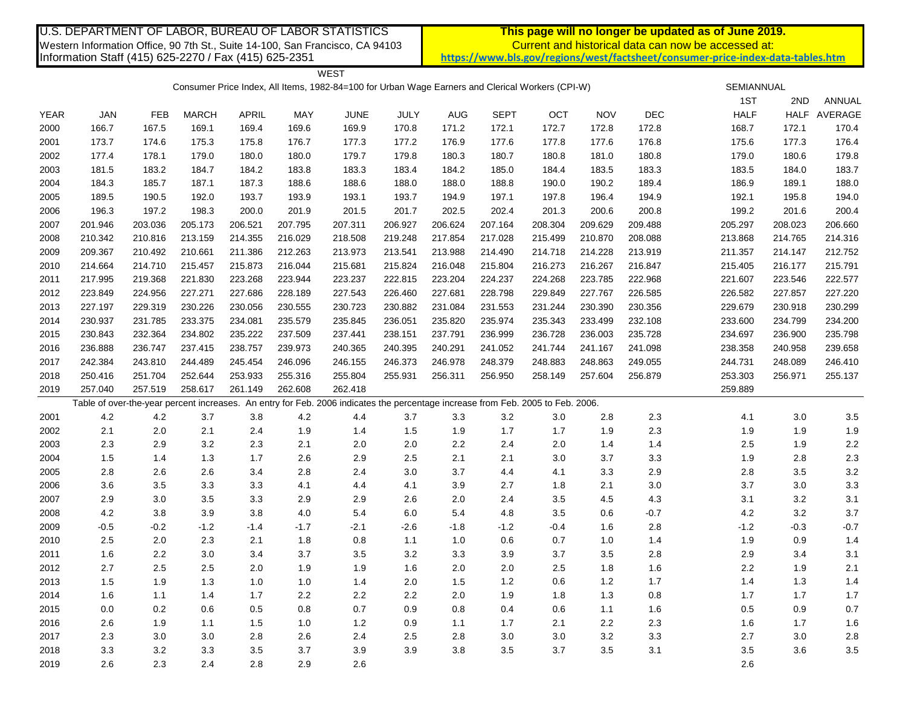U.S. DEPARTMENT OF LABOR, BUREAU OF LABOR STATISTICS
Western Information Office, 90 7th St., Suite 14-100, San Francisco, CA 94103
Information Staff (415) 625-2270 / Fax (415) 625-2351

**This page will no longer be updated as of June 2019.**
Current and historical data can now be accessed at:
**https://www.bls.gov/regions/west/factsheet/consumer-price-index-data-tables.htm**

## WEST

Consumer Price Index, All Items, 1982-84=100 for Urban Wage Earners and Clerical Workers (CPI-W)

| YEAR | JAN | FEB | MARCH | APRIL | MAY | JUNE | JULY | AUG | SEPT | OCT | NOV | DEC | SEMIANNUAL 1ST HALF | SEMIANNUAL 2ND HALF | ANNUAL AVERAGE |
|---|---|---|---|---|---|---|---|---|---|---|---|---|---|---|---|
| 2000 | 166.7 | 167.5 | 169.1 | 169.4 | 169.6 | 169.9 | 170.8 | 171.2 | 172.1 | 172.7 | 172.8 | 172.8 | 168.7 | 172.1 | 170.4 |
| 2001 | 173.7 | 174.6 | 175.3 | 175.8 | 176.7 | 177.3 | 177.2 | 176.9 | 177.6 | 177.8 | 177.6 | 176.8 | 175.6 | 177.3 | 176.4 |
| 2002 | 177.4 | 178.1 | 179.0 | 180.0 | 180.0 | 179.7 | 179.8 | 180.3 | 180.7 | 180.8 | 181.0 | 180.8 | 179.0 | 180.6 | 179.8 |
| 2003 | 181.5 | 183.2 | 184.7 | 184.2 | 183.8 | 183.3 | 183.4 | 184.2 | 185.0 | 184.4 | 183.5 | 183.3 | 183.5 | 184.0 | 183.7 |
| 2004 | 184.3 | 185.7 | 187.1 | 187.3 | 188.6 | 188.6 | 188.0 | 188.0 | 188.8 | 190.0 | 190.2 | 189.4 | 186.9 | 189.1 | 188.0 |
| 2005 | 189.5 | 190.5 | 192.0 | 193.7 | 193.9 | 193.1 | 193.7 | 194.9 | 197.1 | 197.8 | 196.4 | 194.9 | 192.1 | 195.8 | 194.0 |
| 2006 | 196.3 | 197.2 | 198.3 | 200.0 | 201.9 | 201.5 | 201.7 | 202.5 | 202.4 | 201.3 | 200.6 | 200.8 | 199.2 | 201.6 | 200.4 |
| 2007 | 201.946 | 203.036 | 205.173 | 206.521 | 207.795 | 207.311 | 206.927 | 206.624 | 207.164 | 208.304 | 209.629 | 209.488 | 205.297 | 208.023 | 206.660 |
| 2008 | 210.342 | 210.816 | 213.159 | 214.355 | 216.029 | 218.508 | 219.248 | 217.854 | 217.028 | 215.499 | 210.870 | 208.088 | 213.868 | 214.765 | 214.316 |
| 2009 | 209.367 | 210.492 | 210.661 | 211.386 | 212.263 | 213.973 | 213.541 | 213.988 | 214.490 | 214.718 | 214.228 | 213.919 | 211.357 | 214.147 | 212.752 |
| 2010 | 214.664 | 214.710 | 215.457 | 215.873 | 216.044 | 215.681 | 215.824 | 216.048 | 215.804 | 216.273 | 216.267 | 216.847 | 215.405 | 216.177 | 215.791 |
| 2011 | 217.995 | 219.368 | 221.830 | 223.268 | 223.944 | 223.237 | 222.815 | 223.204 | 224.237 | 224.268 | 223.785 | 222.968 | 221.607 | 223.546 | 222.577 |
| 2012 | 223.849 | 224.956 | 227.271 | 227.686 | 228.189 | 227.543 | 226.460 | 227.681 | 228.798 | 229.849 | 227.767 | 226.585 | 226.582 | 227.857 | 227.220 |
| 2013 | 227.197 | 229.319 | 230.226 | 230.056 | 230.555 | 230.723 | 230.882 | 231.084 | 231.553 | 231.244 | 230.390 | 230.356 | 229.679 | 230.918 | 230.299 |
| 2014 | 230.937 | 231.785 | 233.375 | 234.081 | 235.579 | 235.845 | 236.051 | 235.820 | 235.974 | 235.343 | 233.499 | 232.108 | 233.600 | 234.799 | 234.200 |
| 2015 | 230.843 | 232.364 | 234.802 | 235.222 | 237.509 | 237.441 | 238.151 | 237.791 | 236.999 | 236.728 | 236.003 | 235.728 | 234.697 | 236.900 | 235.798 |
| 2016 | 236.888 | 236.747 | 237.415 | 238.757 | 239.973 | 240.365 | 240.395 | 240.291 | 241.052 | 241.744 | 241.167 | 241.098 | 238.358 | 240.958 | 239.658 |
| 2017 | 242.384 | 243.810 | 244.489 | 245.454 | 246.096 | 246.155 | 246.373 | 246.978 | 248.379 | 248.883 | 248.863 | 249.055 | 244.731 | 248.089 | 246.410 |
| 2018 | 250.416 | 251.704 | 252.644 | 253.933 | 255.316 | 255.804 | 255.931 | 256.311 | 256.950 | 258.149 | 257.604 | 256.879 | 253.303 | 256.971 | 255.137 |
| 2019 | 257.040 | 257.519 | 258.617 | 261.149 | 262.608 | 262.418 | | | | | | | 259.889 | | |

Table of over-the-year percent increases. An entry for Feb. 2006 indicates the percentage increase from Feb. 2005 to Feb. 2006.

| YEAR | JAN | FEB | MARCH | APRIL | MAY | JUNE | JULY | AUG | SEPT | OCT | NOV | DEC | SEMIANNUAL 1ST HALF | SEMIANNUAL 2ND HALF | ANNUAL AVERAGE |
|---|---|---|---|---|---|---|---|---|---|---|---|---|---|---|---|
| 2001 | 4.2 | 4.2 | 3.7 | 3.8 | 4.2 | 4.4 | 3.7 | 3.3 | 3.2 | 3.0 | 2.8 | 2.3 | 4.1 | 3.0 | 3.5 |
| 2002 | 2.1 | 2.0 | 2.1 | 2.4 | 1.9 | 1.4 | 1.5 | 1.9 | 1.7 | 1.7 | 1.9 | 2.3 | 1.9 | 1.9 | 1.9 |
| 2003 | 2.3 | 2.9 | 3.2 | 2.3 | 2.1 | 2.0 | 2.0 | 2.2 | 2.4 | 2.0 | 1.4 | 1.4 | 2.5 | 1.9 | 2.2 |
| 2004 | 1.5 | 1.4 | 1.3 | 1.7 | 2.6 | 2.9 | 2.5 | 2.1 | 2.1 | 3.0 | 3.7 | 3.3 | 1.9 | 2.8 | 2.3 |
| 2005 | 2.8 | 2.6 | 2.6 | 3.4 | 2.8 | 2.4 | 3.0 | 3.7 | 4.4 | 4.1 | 3.3 | 2.9 | 2.8 | 3.5 | 3.2 |
| 2006 | 3.6 | 3.5 | 3.3 | 3.3 | 4.1 | 4.4 | 4.1 | 3.9 | 2.7 | 1.8 | 2.1 | 3.0 | 3.7 | 3.0 | 3.3 |
| 2007 | 2.9 | 3.0 | 3.5 | 3.3 | 2.9 | 2.9 | 2.6 | 2.0 | 2.4 | 3.5 | 4.5 | 4.3 | 3.1 | 3.2 | 3.1 |
| 2008 | 4.2 | 3.8 | 3.9 | 3.8 | 4.0 | 5.4 | 6.0 | 5.4 | 4.8 | 3.5 | 0.6 | -0.7 | 4.2 | 3.2 | 3.7 |
| 2009 | -0.5 | -0.2 | -1.2 | -1.4 | -1.7 | -2.1 | -2.6 | -1.8 | -1.2 | -0.4 | 1.6 | 2.8 | -1.2 | -0.3 | -0.7 |
| 2010 | 2.5 | 2.0 | 2.3 | 2.1 | 1.8 | 0.8 | 1.1 | 1.0 | 0.6 | 0.7 | 1.0 | 1.4 | 1.9 | 0.9 | 1.4 |
| 2011 | 1.6 | 2.2 | 3.0 | 3.4 | 3.7 | 3.5 | 3.2 | 3.3 | 3.9 | 3.7 | 3.5 | 2.8 | 2.9 | 3.4 | 3.1 |
| 2012 | 2.7 | 2.5 | 2.5 | 2.0 | 1.9 | 1.9 | 1.6 | 2.0 | 2.0 | 2.5 | 1.8 | 1.6 | 2.2 | 1.9 | 2.1 |
| 2013 | 1.5 | 1.9 | 1.3 | 1.0 | 1.0 | 1.4 | 2.0 | 1.5 | 1.2 | 0.6 | 1.2 | 1.7 | 1.4 | 1.3 | 1.4 |
| 2014 | 1.6 | 1.1 | 1.4 | 1.7 | 2.2 | 2.2 | 2.2 | 2.0 | 1.9 | 1.8 | 1.3 | 0.8 | 1.7 | 1.7 | 1.7 |
| 2015 | 0.0 | 0.2 | 0.6 | 0.5 | 0.8 | 0.7 | 0.9 | 0.8 | 0.4 | 0.6 | 1.1 | 1.6 | 0.5 | 0.9 | 0.7 |
| 2016 | 2.6 | 1.9 | 1.1 | 1.5 | 1.0 | 1.2 | 0.9 | 1.1 | 1.7 | 2.1 | 2.2 | 2.3 | 1.6 | 1.7 | 1.6 |
| 2017 | 2.3 | 3.0 | 3.0 | 2.8 | 2.6 | 2.4 | 2.5 | 2.8 | 3.0 | 3.0 | 3.2 | 3.3 | 2.7 | 3.0 | 2.8 |
| 2018 | 3.3 | 3.2 | 3.3 | 3.5 | 3.7 | 3.9 | 3.9 | 3.8 | 3.5 | 3.7 | 3.5 | 3.1 | 3.5 | 3.6 | 3.5 |
| 2019 | 2.6 | 2.3 | 2.4 | 2.8 | 2.9 | 2.6 | | | | | | | 2.6 | | |